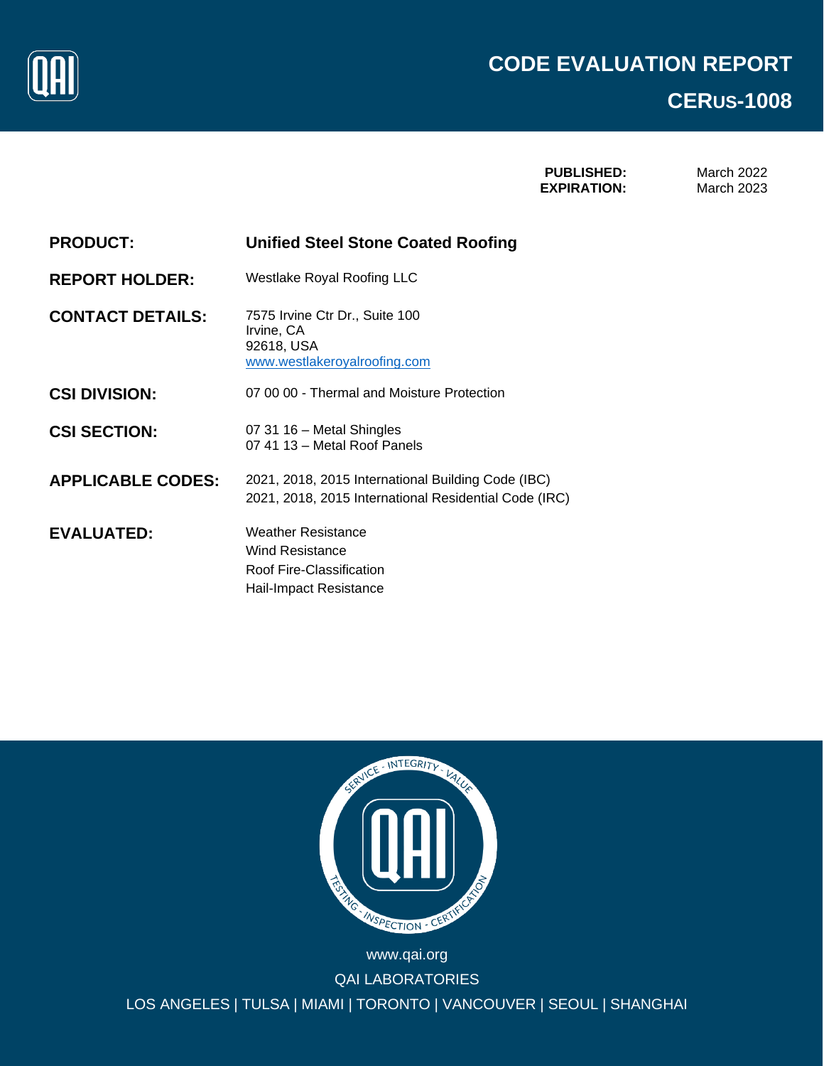# CODE EVALUATION REPORT

## CERUS-1008

**PUBLISHED:** March 2022
**EXPIRATION:** March 2023

**PRODUCT:** **Unified Steel Stone Coated Roofing**

**REPORT HOLDER:** Westlake Royal Roofing LLC

**CONTACT DETAILS:** 7575 Irvine Ctr Dr., Suite 100
Irvine, CA
92618, USA
www.westlakeroyalroofing.com

**CSI DIVISION:** 07 00 00 - Thermal and Moisture Protection

**CSI SECTION:** 07 31 16 – Metal Shingles
07 41 13 – Metal Roof Panels

**APPLICABLE CODES:** 2021, 2018, 2015 International Building Code (IBC)
2021, 2018, 2015 International Residential Code (IRC)

**EVALUATED:** Weather Resistance
Wind Resistance
Roof Fire-Classification
Hail-Impact Resistance

www.qai.org

QAI LABORATORIES

LOS ANGELES | TULSA | MIAMI | TORONTO | VANCOUVER | SEOUL | SHANGHAI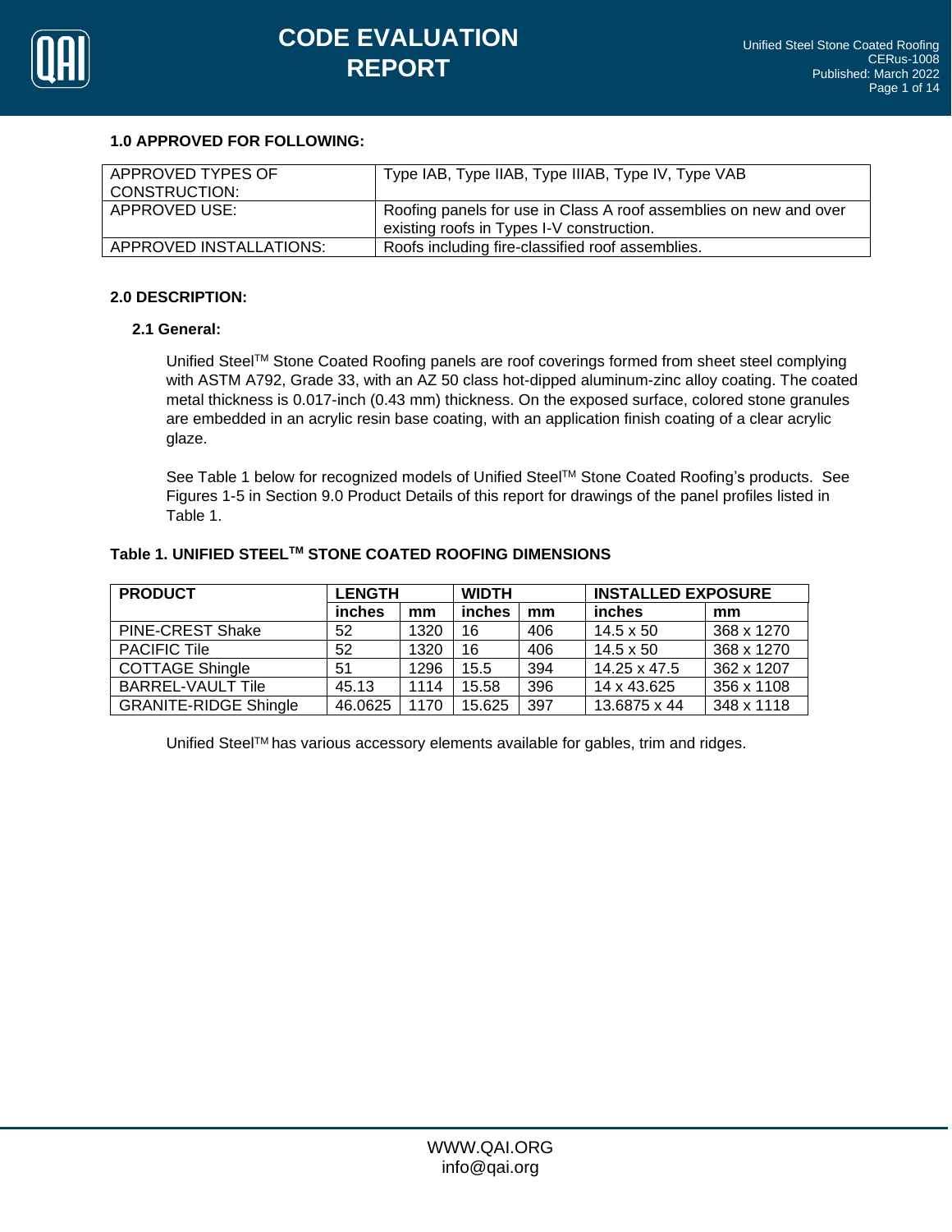### 1.0 APPROVED FOR FOLLOWING:

| APPROVED TYPES OF CONSTRUCTION: | Type IAB, Type IIAB, Type IIIAB, Type IV, Type VAB |
|---|---|
| APPROVED USE: | Roofing panels for use in Class A roof assemblies on new and over existing roofs in Types I-V construction. |
| APPROVED INSTALLATIONS: | Roofs including fire-classified roof assemblies. |

### 2.0 DESCRIPTION:

#### 2.1 General:

Unified Steel™ Stone Coated Roofing panels are roof coverings formed from sheet steel complying with ASTM A792, Grade 33, with an AZ 50 class hot-dipped aluminum-zinc alloy coating. The coated metal thickness is 0.017-inch (0.43 mm) thickness. On the exposed surface, colored stone granules are embedded in an acrylic resin base coating, with an application finish coating of a clear acrylic glaze.

See Table 1 below for recognized models of Unified Steel™ Stone Coated Roofing's products. See Figures 1-5 in Section 9.0 Product Details of this report for drawings of the panel profiles listed in Table 1.

**Table 1. UNIFIED STEEL™ STONE COATED ROOFING DIMENSIONS**

| PRODUCT | LENGTH | | WIDTH | | INSTALLED EXPOSURE | |
|---|---|---|---|---|---|---|
| | inches | mm | inches | mm | inches | mm |
| PINE-CREST Shake | 52 | 1320 | 16 | 406 | 14.5 x 50 | 368 x 1270 |
| PACIFIC Tile | 52 | 1320 | 16 | 406 | 14.5 x 50 | 368 x 1270 |
| COTTAGE Shingle | 51 | 1296 | 15.5 | 394 | 14.25 x 47.5 | 362 x 1207 |
| BARREL-VAULT Tile | 45.13 | 1114 | 15.58 | 396 | 14 x 43.625 | 356 x 1108 |
| GRANITE-RIDGE Shingle | 46.0625 | 1170 | 15.625 | 397 | 13.6875 x 44 | 348 x 1118 |

Unified Steel™ has various accessory elements available for gables, trim and ridges.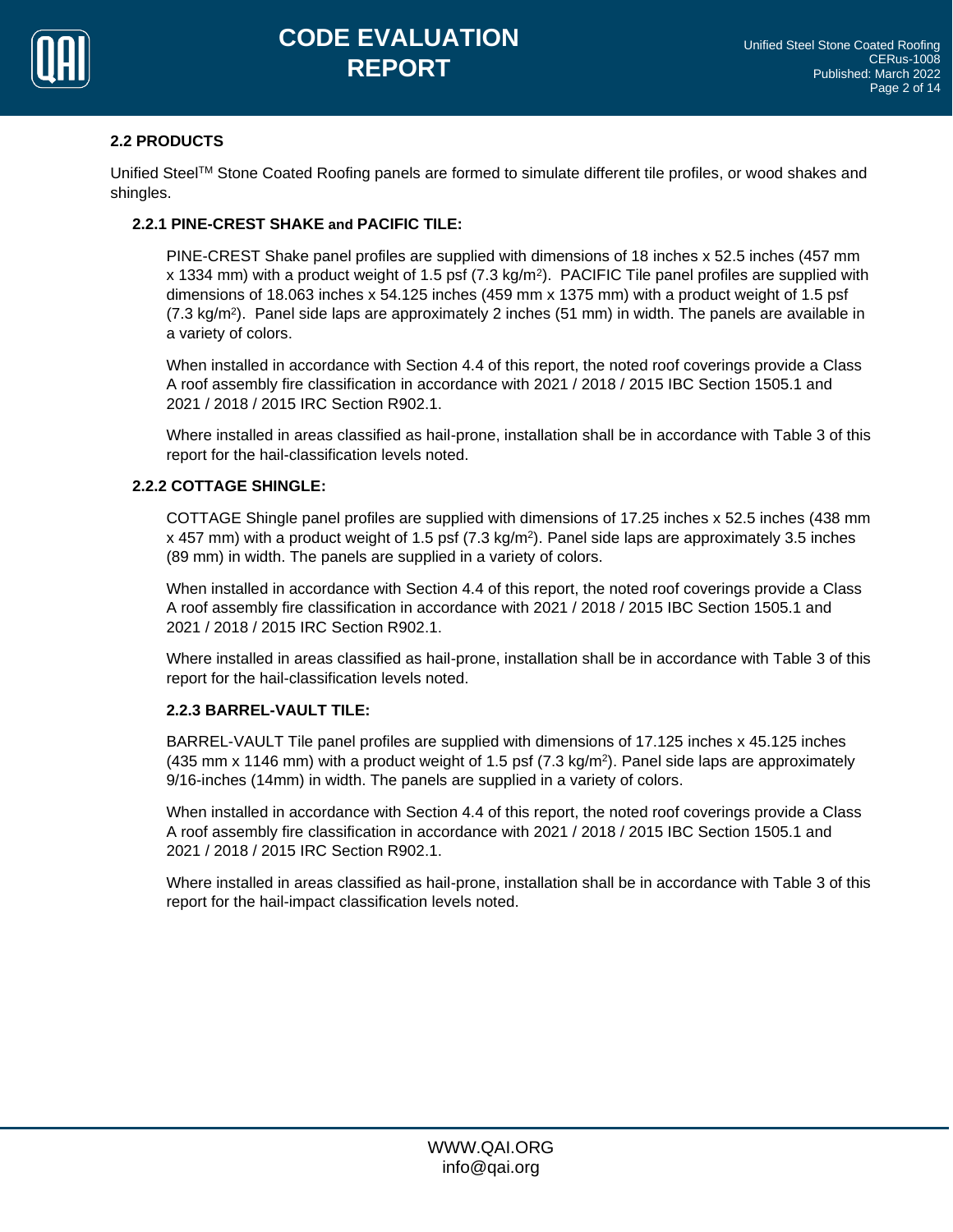## 2.2 PRODUCTS

Unified Steel™ Stone Coated Roofing panels are formed to simulate different tile profiles, or wood shakes and shingles.

### 2.2.1 PINE-CREST SHAKE and PACIFIC TILE:

PINE-CREST Shake panel profiles are supplied with dimensions of 18 inches x 52.5 inches (457 mm x 1334 mm) with a product weight of 1.5 psf (7.3 kg/m$^2$). PACIFIC Tile panel profiles are supplied with dimensions of 18.063 inches x 54.125 inches (459 mm x 1375 mm) with a product weight of 1.5 psf (7.3 kg/m$^2$). Panel side laps are approximately 2 inches (51 mm) in width. The panels are available in a variety of colors.

When installed in accordance with Section 4.4 of this report, the noted roof coverings provide a Class A roof assembly fire classification in accordance with 2021 / 2018 / 2015 IBC Section 1505.1 and 2021 / 2018 / 2015 IRC Section R902.1.

Where installed in areas classified as hail-prone, installation shall be in accordance with Table 3 of this report for the hail-classification levels noted.

### 2.2.2 COTTAGE SHINGLE:

COTTAGE Shingle panel profiles are supplied with dimensions of 17.25 inches x 52.5 inches (438 mm x 457 mm) with a product weight of 1.5 psf (7.3 kg/m$^2$). Panel side laps are approximately 3.5 inches (89 mm) in width. The panels are supplied in a variety of colors.

When installed in accordance with Section 4.4 of this report, the noted roof coverings provide a Class A roof assembly fire classification in accordance with 2021 / 2018 / 2015 IBC Section 1505.1 and 2021 / 2018 / 2015 IRC Section R902.1.

Where installed in areas classified as hail-prone, installation shall be in accordance with Table 3 of this report for the hail-classification levels noted.

### 2.2.3 BARREL-VAULT TILE:

BARREL-VAULT Tile panel profiles are supplied with dimensions of 17.125 inches x 45.125 inches (435 mm x 1146 mm) with a product weight of 1.5 psf (7.3 kg/m$^2$). Panel side laps are approximately 9/16-inches (14mm) in width. The panels are supplied in a variety of colors.

When installed in accordance with Section 4.4 of this report, the noted roof coverings provide a Class A roof assembly fire classification in accordance with 2021 / 2018 / 2015 IBC Section 1505.1 and 2021 / 2018 / 2015 IRC Section R902.1.

Where installed in areas classified as hail-prone, installation shall be in accordance with Table 3 of this report for the hail-impact classification levels noted.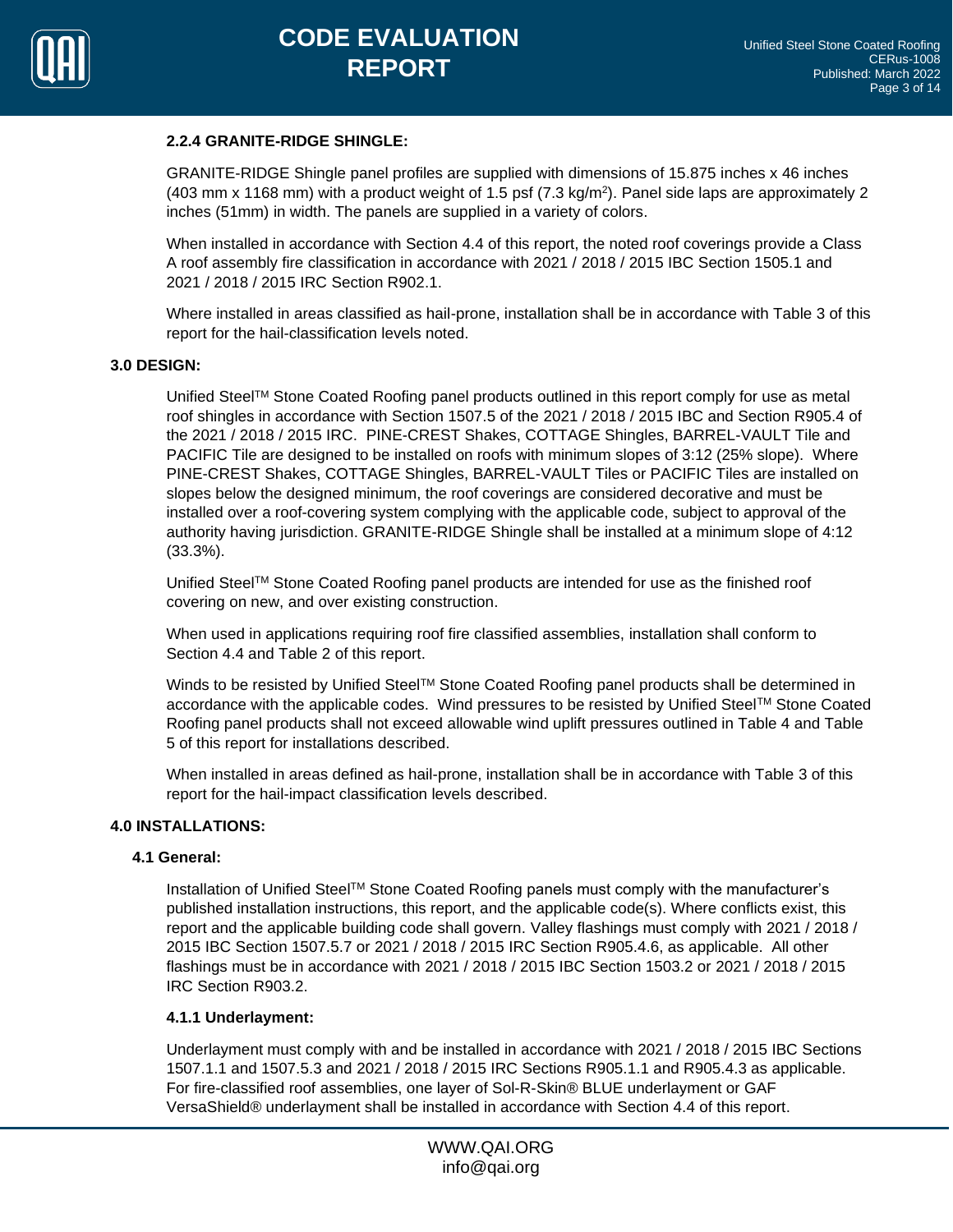#### 2.2.4 GRANITE-RIDGE SHINGLE:

GRANITE-RIDGE Shingle panel profiles are supplied with dimensions of 15.875 inches x 46 inches (403 mm x 1168 mm) with a product weight of 1.5 psf (7.3 kg/m$^2$). Panel side laps are approximately 2 inches (51mm) in width. The panels are supplied in a variety of colors.

When installed in accordance with Section 4.4 of this report, the noted roof coverings provide a Class A roof assembly fire classification in accordance with 2021 / 2018 / 2015 IBC Section 1505.1 and 2021 / 2018 / 2015 IRC Section R902.1.

Where installed in areas classified as hail-prone, installation shall be in accordance with Table 3 of this report for the hail-classification levels noted.

## 3.0 DESIGN:

Unified Steel™ Stone Coated Roofing panel products outlined in this report comply for use as metal roof shingles in accordance with Section 1507.5 of the 2021 / 2018 / 2015 IBC and Section R905.4 of the 2021 / 2018 / 2015 IRC. PINE-CREST Shakes, COTTAGE Shingles, BARREL-VAULT Tile and PACIFIC Tile are designed to be installed on roofs with minimum slopes of 3:12 (25% slope). Where PINE-CREST Shakes, COTTAGE Shingles, BARREL-VAULT Tiles or PACIFIC Tiles are installed on slopes below the designed minimum, the roof coverings are considered decorative and must be installed over a roof-covering system complying with the applicable code, subject to approval of the authority having jurisdiction. GRANITE-RIDGE Shingle shall be installed at a minimum slope of 4:12 (33.3%).

Unified Steel™ Stone Coated Roofing panel products are intended for use as the finished roof covering on new, and over existing construction.

When used in applications requiring roof fire classified assemblies, installation shall conform to Section 4.4 and Table 2 of this report.

Winds to be resisted by Unified Steel™ Stone Coated Roofing panel products shall be determined in accordance with the applicable codes. Wind pressures to be resisted by Unified Steel™ Stone Coated Roofing panel products shall not exceed allowable wind uplift pressures outlined in Table 4 and Table 5 of this report for installations described.

When installed in areas defined as hail-prone, installation shall be in accordance with Table 3 of this report for the hail-impact classification levels described.

## 4.0 INSTALLATIONS:

### 4.1 General:

Installation of Unified Steel™ Stone Coated Roofing panels must comply with the manufacturer's published installation instructions, this report, and the applicable code(s). Where conflicts exist, this report and the applicable building code shall govern. Valley flashings must comply with 2021 / 2018 / 2015 IBC Section 1507.5.7 or 2021 / 2018 / 2015 IRC Section R905.4.6, as applicable. All other flashings must be in accordance with 2021 / 2018 / 2015 IBC Section 1503.2 or 2021 / 2018 / 2015 IRC Section R903.2.

#### 4.1.1 Underlayment:

Underlayment must comply with and be installed in accordance with 2021 / 2018 / 2015 IBC Sections 1507.1.1 and 1507.5.3 and 2021 / 2018 / 2015 IRC Sections R905.1.1 and R905.4.3 as applicable. For fire-classified roof assemblies, one layer of Sol-R-Skin® BLUE underlayment or GAF VersaShield® underlayment shall be installed in accordance with Section 4.4 of this report.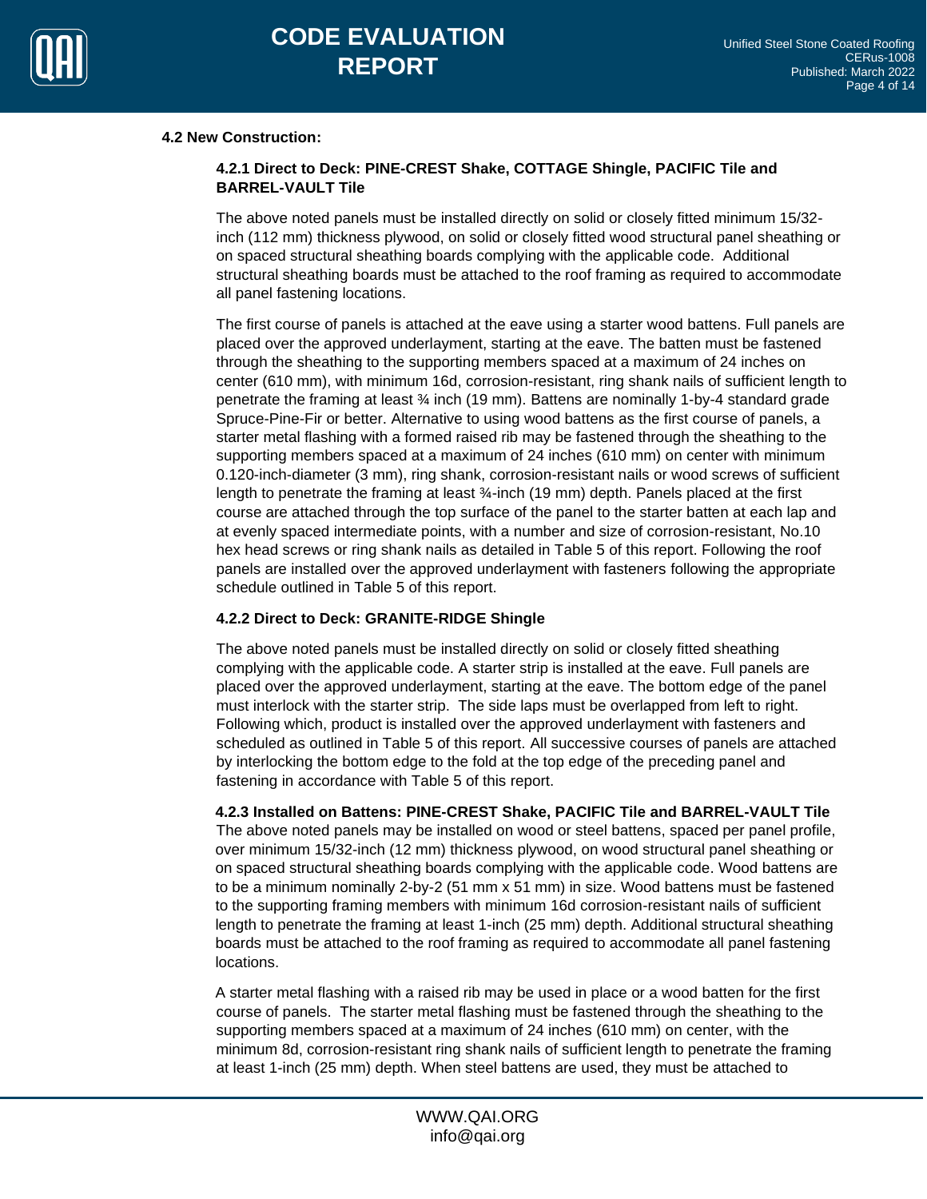**4.2 New Construction:**

**4.2.1 Direct to Deck: PINE-CREST Shake, COTTAGE Shingle, PACIFIC Tile and BARREL-VAULT Tile**

The above noted panels must be installed directly on solid or closely fitted minimum 15/32-inch (112 mm) thickness plywood, on solid or closely fitted wood structural panel sheathing or on spaced structural sheathing boards complying with the applicable code. Additional structural sheathing boards must be attached to the roof framing as required to accommodate all panel fastening locations.

The first course of panels is attached at the eave using a starter wood battens. Full panels are placed over the approved underlayment, starting at the eave. The batten must be fastened through the sheathing to the supporting members spaced at a maximum of 24 inches on center (610 mm), with minimum 16d, corrosion-resistant, ring shank nails of sufficient length to penetrate the framing at least ¾ inch (19 mm). Battens are nominally 1-by-4 standard grade Spruce-Pine-Fir or better. Alternative to using wood battens as the first course of panels, a starter metal flashing with a formed raised rib may be fastened through the sheathing to the supporting members spaced at a maximum of 24 inches (610 mm) on center with minimum 0.120-inch-diameter (3 mm), ring shank, corrosion-resistant nails or wood screws of sufficient length to penetrate the framing at least ¾-inch (19 mm) depth. Panels placed at the first course are attached through the top surface of the panel to the starter batten at each lap and at evenly spaced intermediate points, with a number and size of corrosion-resistant, No.10 hex head screws or ring shank nails as detailed in Table 5 of this report. Following the roof panels are installed over the approved underlayment with fasteners following the appropriate schedule outlined in Table 5 of this report.

**4.2.2 Direct to Deck: GRANITE-RIDGE Shingle**

The above noted panels must be installed directly on solid or closely fitted sheathing complying with the applicable code. A starter strip is installed at the eave. Full panels are placed over the approved underlayment, starting at the eave. The bottom edge of the panel must interlock with the starter strip. The side laps must be overlapped from left to right. Following which, product is installed over the approved underlayment with fasteners and scheduled as outlined in Table 5 of this report. All successive courses of panels are attached by interlocking the bottom edge to the fold at the top edge of the preceding panel and fastening in accordance with Table 5 of this report.

**4.2.3 Installed on Battens: PINE-CREST Shake, PACIFIC Tile and BARREL-VAULT Tile**

The above noted panels may be installed on wood or steel battens, spaced per panel profile, over minimum 15/32-inch (12 mm) thickness plywood, on wood structural panel sheathing or on spaced structural sheathing boards complying with the applicable code. Wood battens are to be a minimum nominally 2-by-2 (51 mm x 51 mm) in size. Wood battens must be fastened to the supporting framing members with minimum 16d corrosion-resistant nails of sufficient length to penetrate the framing at least 1-inch (25 mm) depth. Additional structural sheathing boards must be attached to the roof framing as required to accommodate all panel fastening locations.

A starter metal flashing with a raised rib may be used in place or a wood batten for the first course of panels. The starter metal flashing must be fastened through the sheathing to the supporting members spaced at a maximum of 24 inches (610 mm) on center, with the minimum 8d, corrosion-resistant ring shank nails of sufficient length to penetrate the framing at least 1-inch (25 mm) depth. When steel battens are used, they must be attached to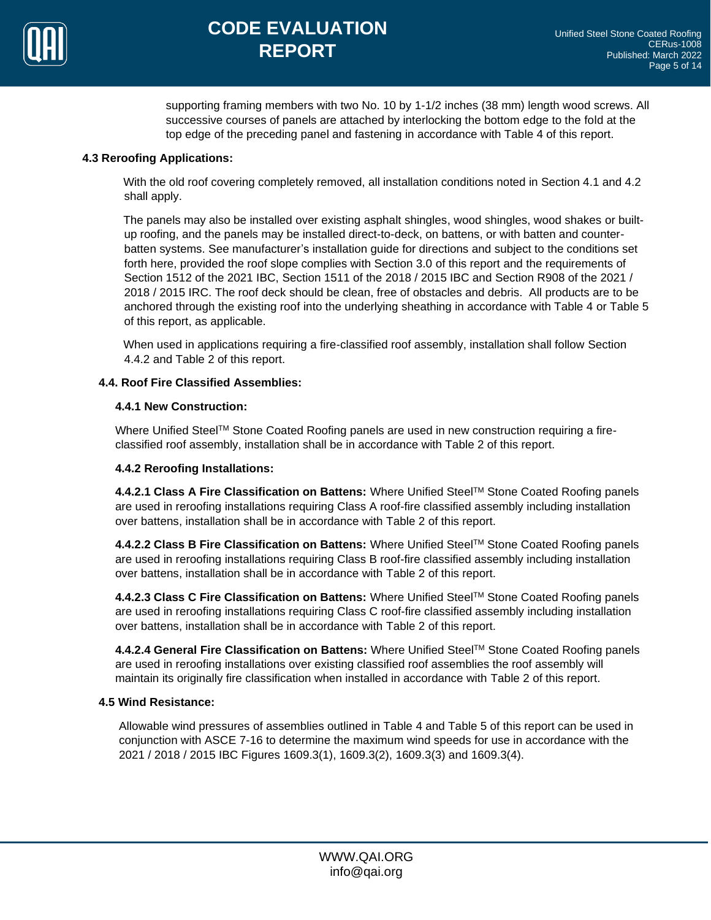supporting framing members with two No. 10 by 1-1/2 inches (38 mm) length wood screws. All successive courses of panels are attached by interlocking the bottom edge to the fold at the top edge of the preceding panel and fastening in accordance with Table 4 of this report.

### 4.3 Reroofing Applications:

With the old roof covering completely removed, all installation conditions noted in Section 4.1 and 4.2 shall apply.

The panels may also be installed over existing asphalt shingles, wood shingles, wood shakes or built-up roofing, and the panels may be installed direct-to-deck, on battens, or with batten and counter-batten systems. See manufacturer's installation guide for directions and subject to the conditions set forth here, provided the roof slope complies with Section 3.0 of this report and the requirements of Section 1512 of the 2021 IBC, Section 1511 of the 2018 / 2015 IBC and Section R908 of the 2021 / 2018 / 2015 IRC. The roof deck should be clean, free of obstacles and debris. All products are to be anchored through the existing roof into the underlying sheathing in accordance with Table 4 or Table 5 of this report, as applicable.

When used in applications requiring a fire-classified roof assembly, installation shall follow Section 4.4.2 and Table 2 of this report.

### 4.4. Roof Fire Classified Assemblies:

#### 4.4.1 New Construction:

Where Unified Steel™ Stone Coated Roofing panels are used in new construction requiring a fire-classified roof assembly, installation shall be in accordance with Table 2 of this report.

#### 4.4.2 Reroofing Installations:

**4.4.2.1 Class A Fire Classification on Battens:** Where Unified Steel™ Stone Coated Roofing panels are used in reroofing installations requiring Class A roof-fire classified assembly including installation over battens, installation shall be in accordance with Table 2 of this report.

**4.4.2.2 Class B Fire Classification on Battens:** Where Unified Steel™ Stone Coated Roofing panels are used in reroofing installations requiring Class B roof-fire classified assembly including installation over battens, installation shall be in accordance with Table 2 of this report.

**4.4.2.3 Class C Fire Classification on Battens:** Where Unified Steel™ Stone Coated Roofing panels are used in reroofing installations requiring Class C roof-fire classified assembly including installation over battens, installation shall be in accordance with Table 2 of this report.

**4.4.2.4 General Fire Classification on Battens:** Where Unified Steel™ Stone Coated Roofing panels are used in reroofing installations over existing classified roof assemblies the roof assembly will maintain its originally fire classification when installed in accordance with Table 2 of this report.

### 4.5 Wind Resistance:

Allowable wind pressures of assemblies outlined in Table 4 and Table 5 of this report can be used in conjunction with ASCE 7-16 to determine the maximum wind speeds for use in accordance with the 2021 / 2018 / 2015 IBC Figures 1609.3(1), 1609.3(2), 1609.3(3) and 1609.3(4).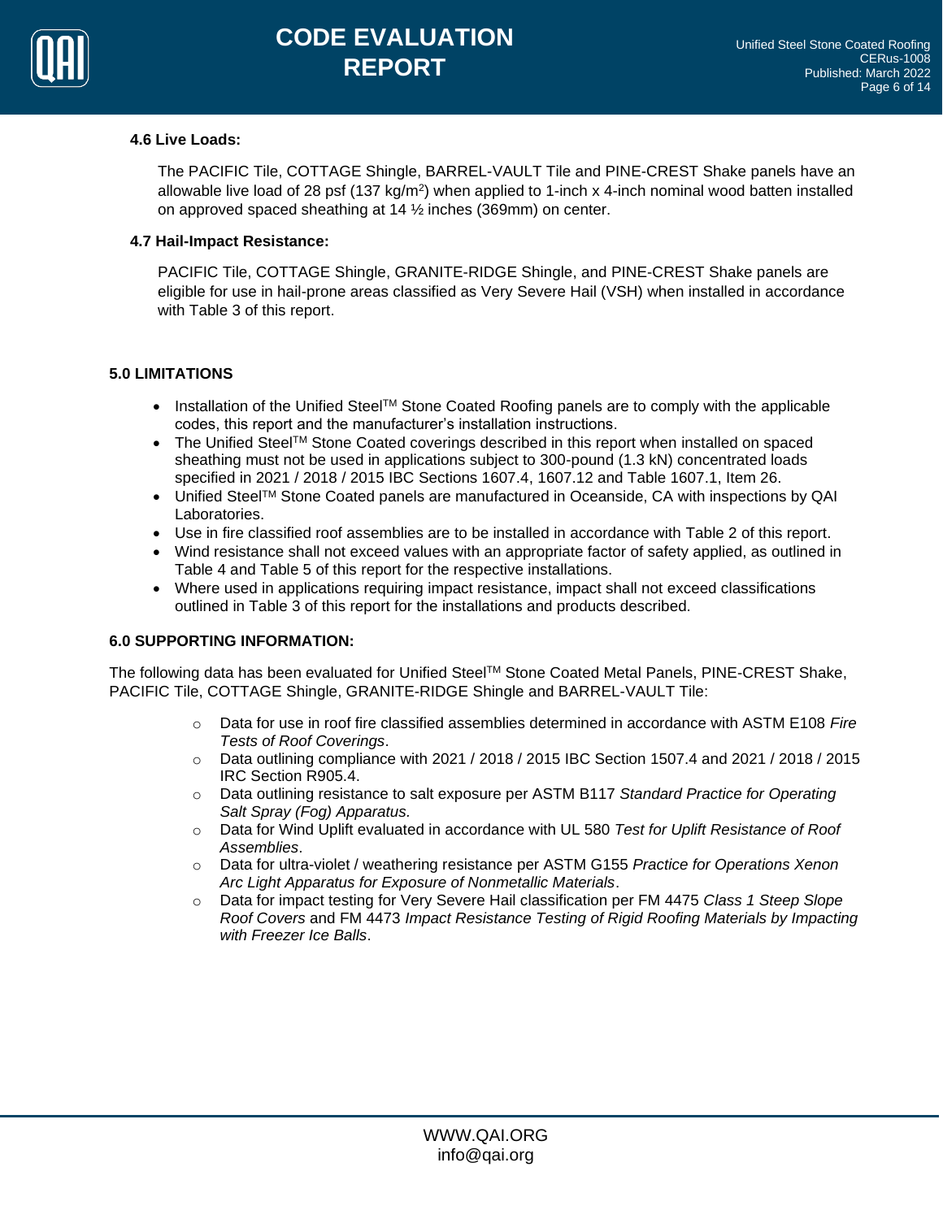### 4.6 Live Loads:

The PACIFIC Tile, COTTAGE Shingle, BARREL-VAULT Tile and PINE-CREST Shake panels have an allowable live load of 28 psf (137 kg/$m^2$) when applied to 1-inch x 4-inch nominal wood batten installed on approved spaced sheathing at 14 ½ inches (369mm) on center.

### 4.7 Hail-Impact Resistance:

PACIFIC Tile, COTTAGE Shingle, GRANITE-RIDGE Shingle, and PINE-CREST Shake panels are eligible for use in hail-prone areas classified as Very Severe Hail (VSH) when installed in accordance with Table 3 of this report.

## 5.0 LIMITATIONS

- Installation of the Unified Steel™ Stone Coated Roofing panels are to comply with the applicable codes, this report and the manufacturer's installation instructions.
- The Unified Steel™ Stone Coated coverings described in this report when installed on spaced sheathing must not be used in applications subject to 300-pound (1.3 kN) concentrated loads specified in 2021 / 2018 / 2015 IBC Sections 1607.4, 1607.12 and Table 1607.1, Item 26.
- Unified Steel™ Stone Coated panels are manufactured in Oceanside, CA with inspections by QAI Laboratories.
- Use in fire classified roof assemblies are to be installed in accordance with Table 2 of this report.
- Wind resistance shall not exceed values with an appropriate factor of safety applied, as outlined in Table 4 and Table 5 of this report for the respective installations.
- Where used in applications requiring impact resistance, impact shall not exceed classifications outlined in Table 3 of this report for the installations and products described.

## 6.0 SUPPORTING INFORMATION:

The following data has been evaluated for Unified Steel™ Stone Coated Metal Panels, PINE-CREST Shake, PACIFIC Tile, COTTAGE Shingle, GRANITE-RIDGE Shingle and BARREL-VAULT Tile:

- Data for use in roof fire classified assemblies determined in accordance with ASTM E108 *Fire Tests of Roof Coverings*.
- Data outlining compliance with 2021 / 2018 / 2015 IBC Section 1507.4 and 2021 / 2018 / 2015 IRC Section R905.4.
- Data outlining resistance to salt exposure per ASTM B117 *Standard Practice for Operating Salt Spray (Fog) Apparatus*.
- Data for Wind Uplift evaluated in accordance with UL 580 *Test for Uplift Resistance of Roof Assemblies*.
- Data for ultra-violet / weathering resistance per ASTM G155 *Practice for Operations Xenon Arc Light Apparatus for Exposure of Nonmetallic Materials*.
- Data for impact testing for Very Severe Hail classification per FM 4475 *Class 1 Steep Slope Roof Covers* and FM 4473 *Impact Resistance Testing of Rigid Roofing Materials by Impacting with Freezer Ice Balls*.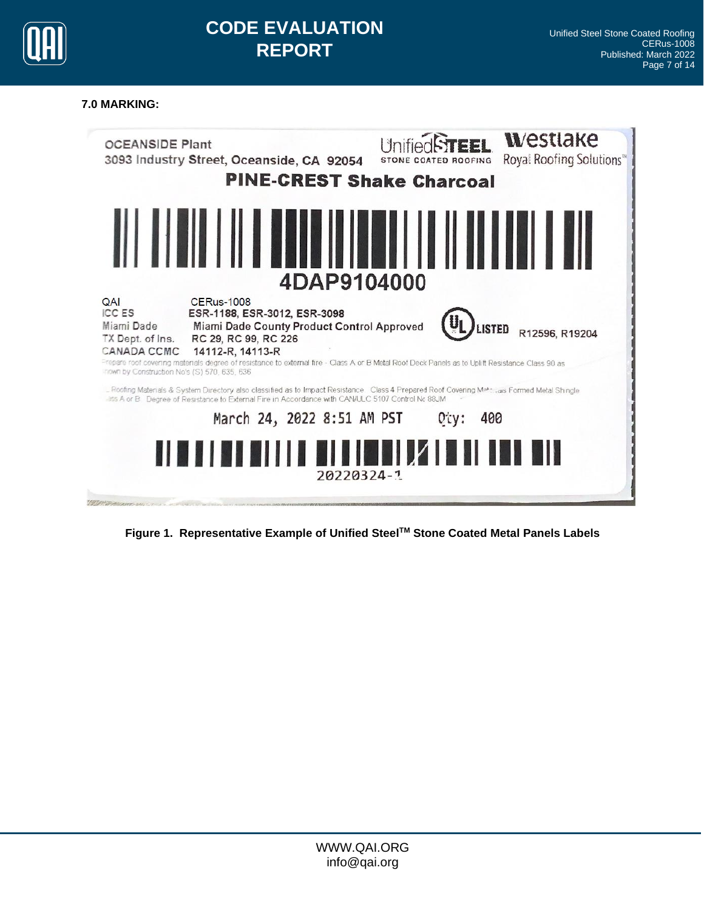## 7.0 MARKING:

OCEANSIDE Plant
3093 Industry Street, Oceanside, CA 92054

Unified STEEL
STONE COATED ROOFING

Westlake
Royal Roofing Solutions™

**PINE-CREST Shake Charcoal**

4DAP9104000

| | |
|---|---|
| QAI | CERus-1008 |
| ICC ES | ESR-1188, ESR-3012, ESR-3098 |
| Miami Dade | Miami Dade County Product Control Approved |
| TX Dept. of Ins. | RC 29, RC 99, RC 226 |
| CANADA CCMC | 14112-R, 14113-R |

UL LISTED R12596, R19204

Prepared roof covering materials degree of resistance to external fire - Class A or B Metal Roof Deck Panels as to Uplift Resistance Class 90 as shown by Construction No's (S) 570, 635, 636

Roofing Materials & System Directory also classified as to Impact Resistance Class 4 Prepared Roof Covering Materials Formed Metal Shingle Class A or B Degree of Resistance to External Fire in Accordance with CAN/ULC 5107 Control No 88JM

March 24, 2022 8:51 AM PST Qty: 400

20220324-1

**Figure 1. Representative Example of Unified Steel™ Stone Coated Metal Panels Labels**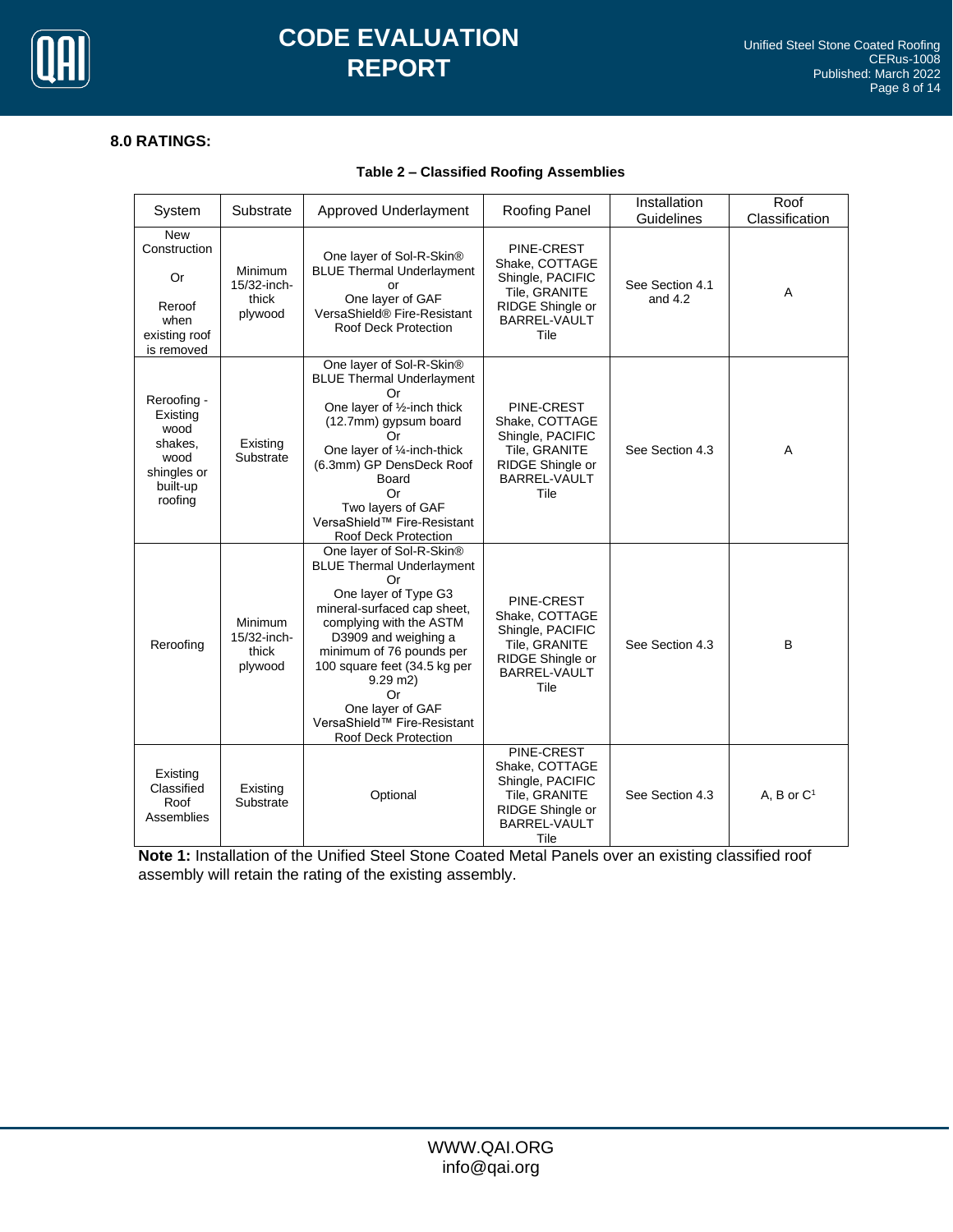## 8.0 RATINGS:

**Table 2 – Classified Roofing Assemblies**

| System | Substrate | Approved Underlayment | Roofing Panel | Installation Guidelines | Roof Classification |
|---|---|---|---|---|---|
| New Construction Or Reroof when existing roof is removed | Minimum 15/32-inch-thick plywood | One layer of Sol-R-Skin® BLUE Thermal Underlayment or One layer of GAF VersaShield® Fire-Resistant Roof Deck Protection | PINE-CREST Shake, COTTAGE Shingle, PACIFIC Tile, GRANITE RIDGE Shingle or BARREL-VAULT Tile | See Section 4.1 and 4.2 | A |
| Reroofing - Existing wood shakes, wood shingles or built-up roofing | Existing Substrate | One layer of Sol-R-Skin® BLUE Thermal Underlayment Or One layer of ½-inch thick (12.7mm) gypsum board Or One layer of ¼-inch-thick (6.3mm) GP DensDeck Roof Board Or Two layers of GAF VersaShield™ Fire-Resistant Roof Deck Protection | PINE-CREST Shake, COTTAGE Shingle, PACIFIC Tile, GRANITE RIDGE Shingle or BARREL-VAULT Tile | See Section 4.3 | A |
| Reroofing | Minimum 15/32-inch-thick plywood | One layer of Sol-R-Skin® BLUE Thermal Underlayment Or One layer of Type G3 mineral-surfaced cap sheet, complying with the ASTM D3909 and weighing a minimum of 76 pounds per 100 square feet (34.5 kg per 9.29 m2) Or One layer of GAF VersaShield™ Fire-Resistant Roof Deck Protection | PINE-CREST Shake, COTTAGE Shingle, PACIFIC Tile, GRANITE RIDGE Shingle or BARREL-VAULT Tile | See Section 4.3 | B |
| Existing Classified Roof Assemblies | Existing Substrate | Optional | PINE-CREST Shake, COTTAGE Shingle, PACIFIC Tile, GRANITE RIDGE Shingle or BARREL-VAULT Tile | See Section 4.3 | A, B or C[1] |

**Note 1:** Installation of the Unified Steel Stone Coated Metal Panels over an existing classified roof assembly will retain the rating of the existing assembly.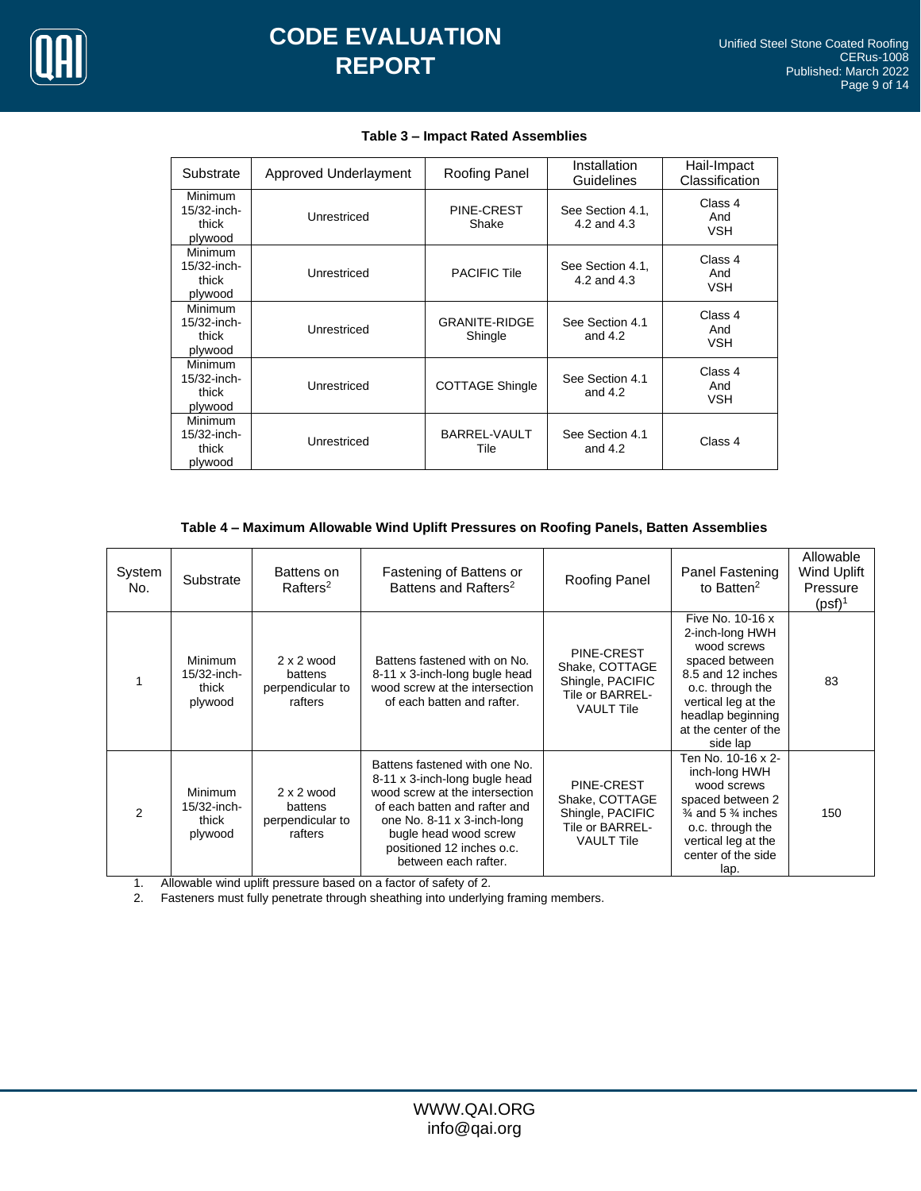**Table 3 – Impact Rated Assemblies**

| Substrate | Approved Underlayment | Roofing Panel | Installation Guidelines | Hail-Impact Classification |
|---|---|---|---|---|
| Minimum 15/32-inch-thick plywood | Unrestriced | PINE-CREST Shake | See Section 4.1, 4.2 and 4.3 | Class 4 And VSH |
| Minimum 15/32-inch-thick plywood | Unrestriced | PACIFIC Tile | See Section 4.1, 4.2 and 4.3 | Class 4 And VSH |
| Minimum 15/32-inch-thick plywood | Unrestriced | GRANITE-RIDGE Shingle | See Section 4.1 and 4.2 | Class 4 And VSH |
| Minimum 15/32-inch-thick plywood | Unrestriced | COTTAGE Shingle | See Section 4.1 and 4.2 | Class 4 And VSH |
| Minimum 15/32-inch-thick plywood | Unrestriced | BARREL-VAULT Tile | See Section 4.1 and 4.2 | Class 4 |

**Table 4 – Maximum Allowable Wind Uplift Pressures on Roofing Panels, Batten Assemblies**

| System No. | Substrate | Battens on Rafters[2] | Fastening of Battens or Battens and Rafters[2] | Roofing Panel | Panel Fastening to Batten[2] | Allowable Wind Uplift Pressure (psf)[1] |
|---|---|---|---|---|---|---|
| 1 | Minimum 15/32-inch-thick plywood | 2 x 2 wood battens perpendicular to rafters | Battens fastened with on No. 8-11 x 3-inch-long bugle head wood screw at the intersection of each batten and rafter. | PINE-CREST Shake, COTTAGE Shingle, PACIFIC Tile or BARREL-VAULT Tile | Five No. 10-16 x 2-inch-long HWH wood screws spaced between 8.5 and 12 inches o.c. through the vertical leg at the headlap beginning at the center of the side lap | 83 |
| 2 | Minimum 15/32-inch-thick plywood | 2 x 2 wood battens perpendicular to rafters | Battens fastened with one No. 8-11 x 3-inch-long bugle head wood screw at the intersection of each batten and rafter and one No. 8-11 x 3-inch-long bugle head wood screw positioned 12 inches o.c. between each rafter. | PINE-CREST Shake, COTTAGE Shingle, PACIFIC Tile or BARREL-VAULT Tile | Ten No. 10-16 x 2-inch-long HWH wood screws spaced between 2 ¾ and 5 ¾ inches o.c. through the vertical leg at the center of the side lap. | 150 |

1. Allowable wind uplift pressure based on a factor of safety of 2.
2. Fasteners must fully penetrate through sheathing into underlying framing members.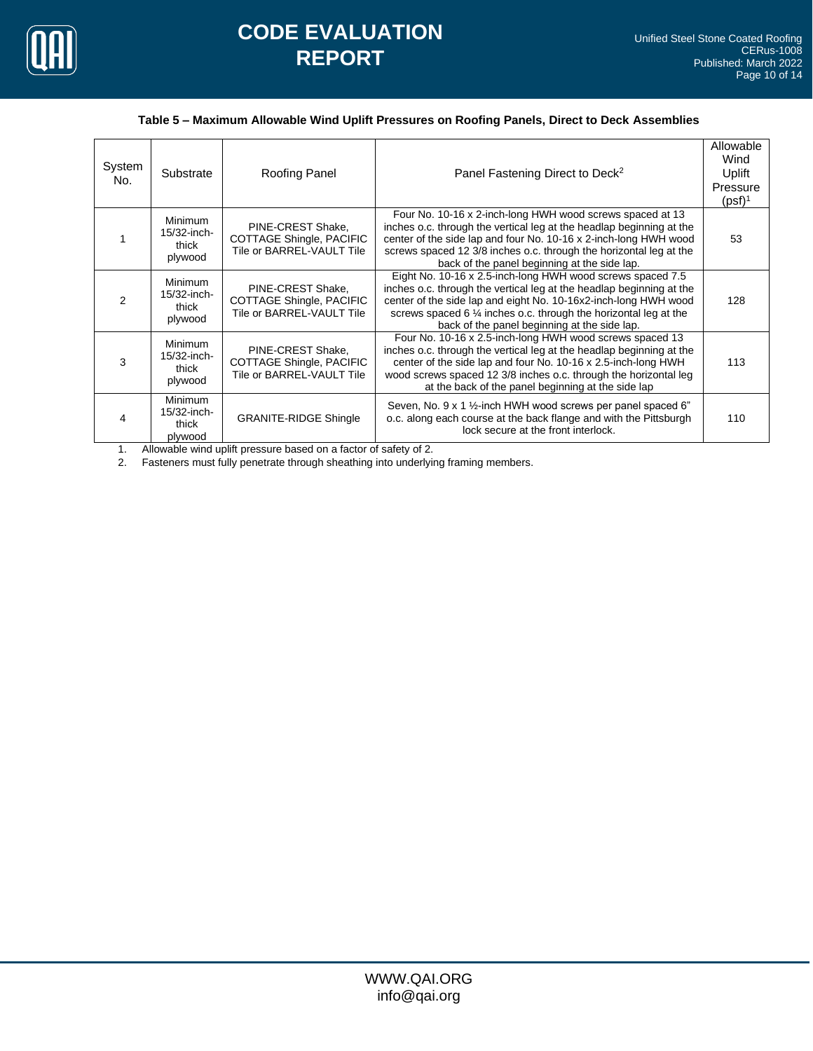**Table 5 – Maximum Allowable Wind Uplift Pressures on Roofing Panels, Direct to Deck Assemblies**

| System No. | Substrate | Roofing Panel | Panel Fastening Direct to Deck[2] | Allowable Wind Uplift Pressure (psf)[1] |
|---|---|---|---|---|
| 1 | Minimum 15/32-inch-thick plywood | PINE-CREST Shake, COTTAGE Shingle, PACIFIC Tile or BARREL-VAULT Tile | Four No. 10-16 x 2-inch-long HWH wood screws spaced at 13 inches o.c. through the vertical leg at the headlap beginning at the center of the side lap and four No. 10-16 x 2-inch-long HWH wood screws spaced 12 3/8 inches o.c. through the horizontal leg at the back of the panel beginning at the side lap. | 53 |
| 2 | Minimum 15/32-inch-thick plywood | PINE-CREST Shake, COTTAGE Shingle, PACIFIC Tile or BARREL-VAULT Tile | Eight No. 10-16 x 2.5-inch-long HWH wood screws spaced 7.5 inches o.c. through the vertical leg at the headlap beginning at the center of the side lap and eight No. 10-16x2-inch-long HWH wood screws spaced 6 ¼ inches o.c. through the horizontal leg at the back of the panel beginning at the side lap. | 128 |
| 3 | Minimum 15/32-inch-thick plywood | PINE-CREST Shake, COTTAGE Shingle, PACIFIC Tile or BARREL-VAULT Tile | Four No. 10-16 x 2.5-inch-long HWH wood screws spaced 13 inches o.c. through the vertical leg at the headlap beginning at the center of the side lap and four No. 10-16 x 2.5-inch-long HWH wood screws spaced 12 3/8 inches o.c. through the horizontal leg at the back of the panel beginning at the side lap | 113 |
| 4 | Minimum 15/32-inch-thick plywood | GRANITE-RIDGE Shingle | Seven, No. 9 x 1 ½-inch HWH wood screws per panel spaced 6" o.c. along each course at the back flange and with the Pittsburgh lock secure at the front interlock. | 110 |

1. Allowable wind uplift pressure based on a factor of safety of 2.
2. Fasteners must fully penetrate through sheathing into underlying framing members.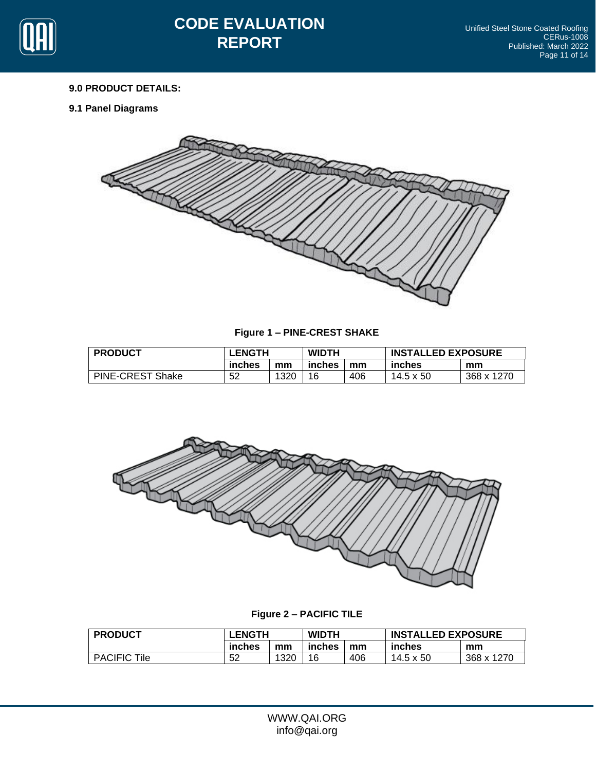## 9.0 PRODUCT DETAILS:

### 9.1 Panel Diagrams

**Figure 1 – PINE-CREST SHAKE**

| PRODUCT | LENGTH | | WIDTH | | INSTALLED EXPOSURE | |
|---|---|---|---|---|---|---|
| | inches | mm | inches | mm | inches | mm |
| PINE-CREST Shake | 52 | 1320 | 16 | 406 | 14.5 x 50 | 368 x 1270 |

**Figure 2 – PACIFIC TILE**

| PRODUCT | LENGTH | | WIDTH | | INSTALLED EXPOSURE | |
|---|---|---|---|---|---|---|
| | inches | mm | inches | mm | inches | mm |
| PACIFIC Tile | 52 | 1320 | 16 | 406 | 14.5 x 50 | 368 x 1270 |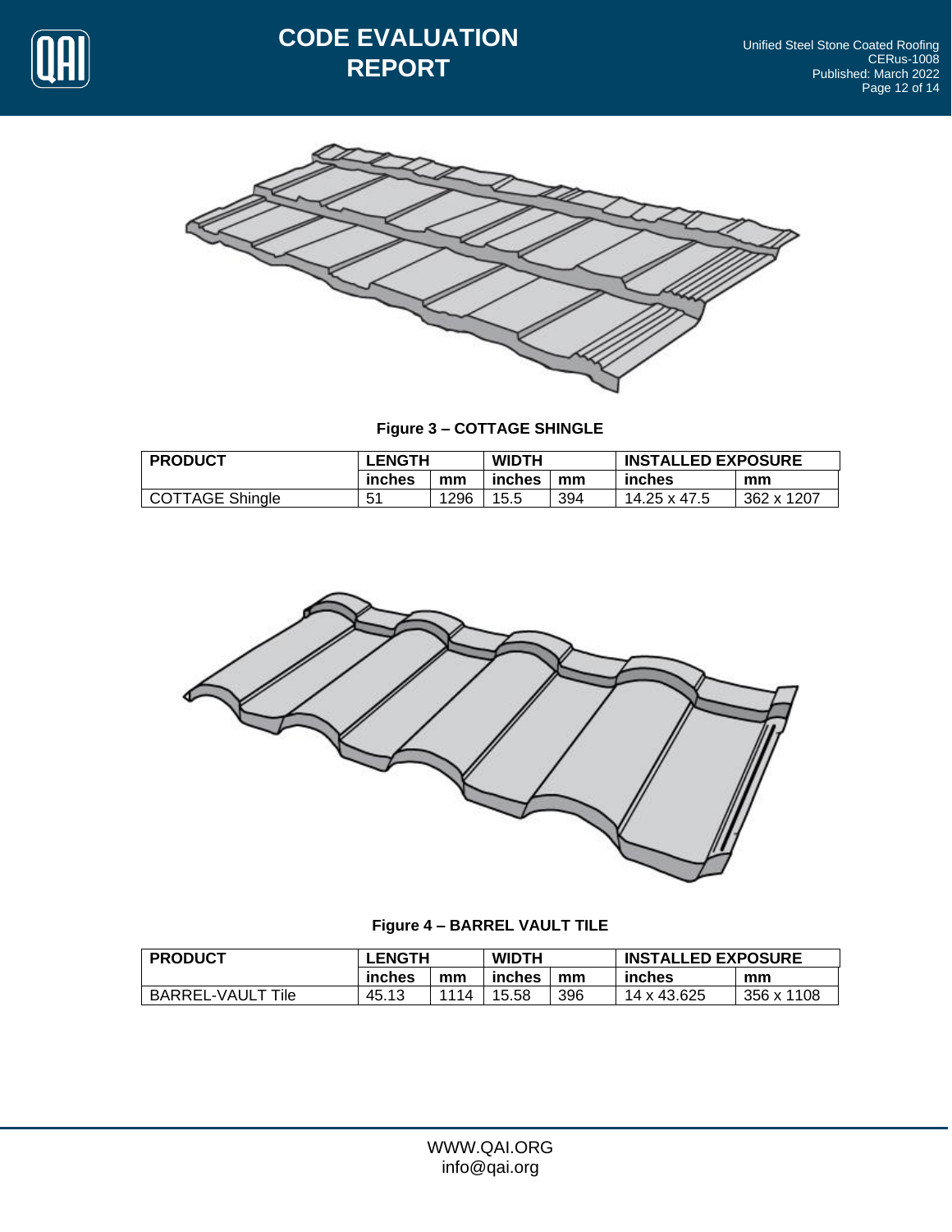**Figure 3 – COTTAGE SHINGLE**

| PRODUCT | LENGTH | | WIDTH | | INSTALLED EXPOSURE | |
|---|---|---|---|---|---|---|
| | inches | mm | inches | mm | inches | mm |
| COTTAGE Shingle | 51 | 1296 | 15.5 | 394 | 14.25 x 47.5 | 362 x 1207 |

**Figure 4 – BARREL VAULT TILE**

| PRODUCT | LENGTH | | WIDTH | | INSTALLED EXPOSURE | |
|---|---|---|---|---|---|---|
| | inches | mm | inches | mm | inches | mm |
| BARREL-VAULT Tile | 45.13 | 1114 | 15.58 | 396 | 14 x 43.625 | 356 x 1108 |

WWW.QAI.ORG
info@qai.org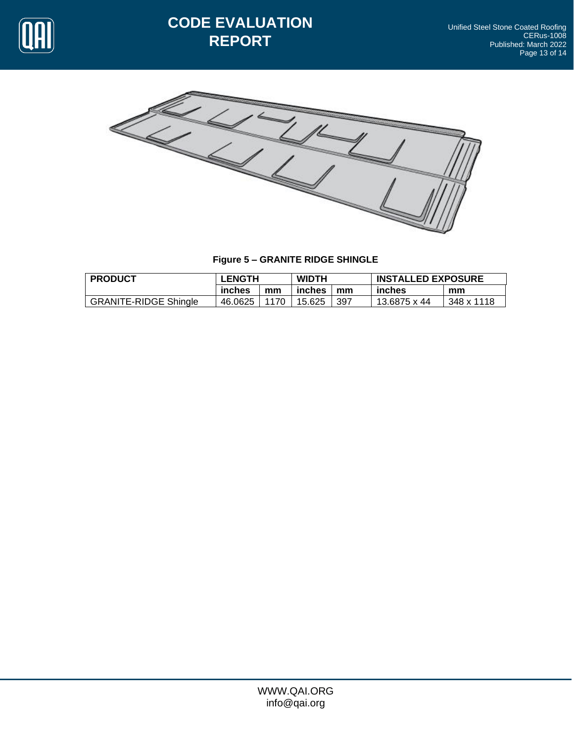**Figure 5 – GRANITE RIDGE SHINGLE**

| PRODUCT | LENGTH | | WIDTH | | INSTALLED EXPOSURE | |
|---|---|---|---|---|---|---|
| | inches | mm | inches | mm | inches | mm |
| GRANITE-RIDGE Shingle | 46.0625 | 1170 | 15.625 | 397 | 13.6875 x 44 | 348 x 1118 |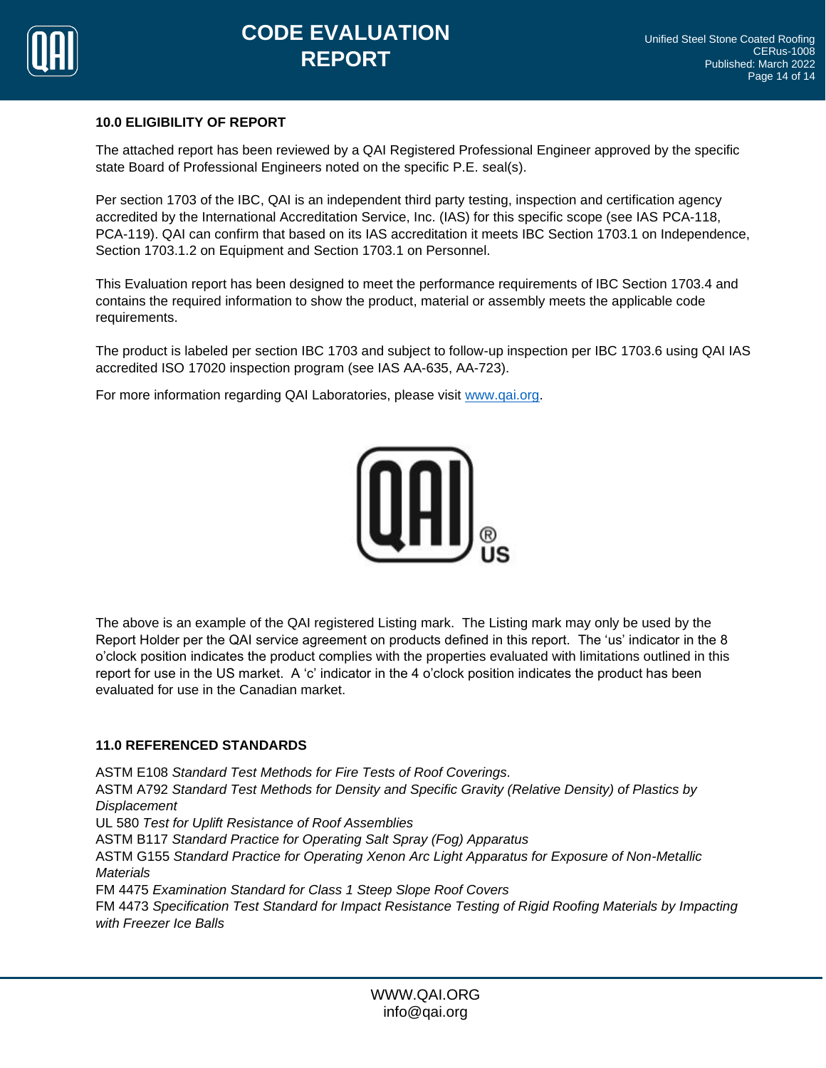## 10.0 ELIGIBILITY OF REPORT

The attached report has been reviewed by a QAI Registered Professional Engineer approved by the specific state Board of Professional Engineers noted on the specific P.E. seal(s).

Per section 1703 of the IBC, QAI is an independent third party testing, inspection and certification agency accredited by the International Accreditation Service, Inc. (IAS) for this specific scope (see IAS PCA-118, PCA-119). QAI can confirm that based on its IAS accreditation it meets IBC Section 1703.1 on Independence, Section 1703.1.2 on Equipment and Section 1703.1 on Personnel.

This Evaluation report has been designed to meet the performance requirements of IBC Section 1703.4 and contains the required information to show the product, material or assembly meets the applicable code requirements.

The product is labeled per section IBC 1703 and subject to follow-up inspection per IBC 1703.6 using QAI IAS accredited ISO 17020 inspection program (see IAS AA-635, AA-723).

For more information regarding QAI Laboratories, please visit [www.qai.org](http://www.qai.org).

QAI ® US

The above is an example of the QAI registered Listing mark. The Listing mark may only be used by the Report Holder per the QAI service agreement on products defined in this report. The 'us' indicator in the 8 o'clock position indicates the product complies with the properties evaluated with limitations outlined in this report for use in the US market. A 'c' indicator in the 4 o'clock position indicates the product has been evaluated for use in the Canadian market.

## 11.0 REFERENCED STANDARDS

ASTM E108 *Standard Test Methods for Fire Tests of Roof Coverings.*
ASTM A792 *Standard Test Methods for Density and Specific Gravity (Relative Density) of Plastics by Displacement*
UL 580 *Test for Uplift Resistance of Roof Assemblies*
ASTM B117 *Standard Practice for Operating Salt Spray (Fog) Apparatus*
ASTM G155 *Standard Practice for Operating Xenon Arc Light Apparatus for Exposure of Non-Metallic Materials*
FM 4475 *Examination Standard for Class 1 Steep Slope Roof Covers*
FM 4473 *Specification Test Standard for Impact Resistance Testing of Rigid Roofing Materials by Impacting with Freezer Ice Balls*